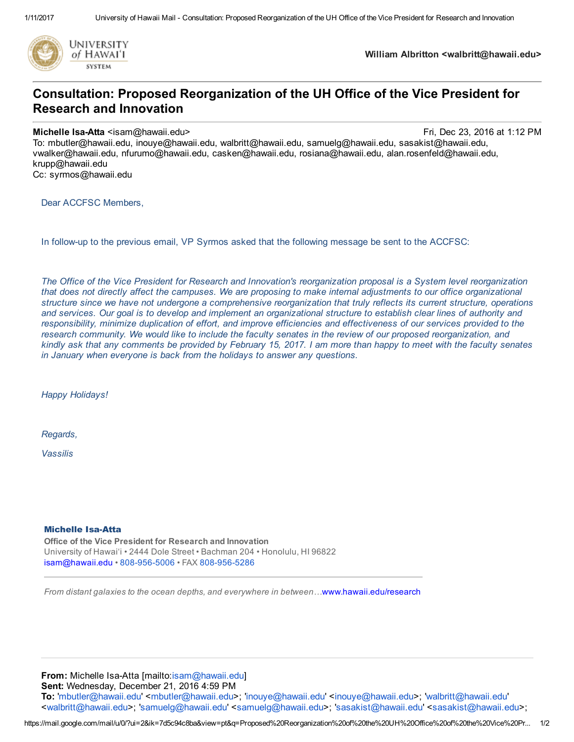University of Hawaiʻi System

**William Albritton <walbritt@hawaii.edu>**

# Consultation: Proposed Reorganization of the UH Office of the Vice President for Research and Innovation

**Michelle Isa-Atta** <isam@hawaii.edu> Fri, Dec 23, 2016 at 1:12 PM
To: mbutler@hawaii.edu, inouye@hawaii.edu, walbritt@hawaii.edu, samuelg@hawaii.edu, sasakist@hawaii.edu, vwalker@hawaii.edu, nfurumo@hawaii.edu, casken@hawaii.edu, rosiana@hawaii.edu, alan.rosenfeld@hawaii.edu, krupp@hawaii.edu
Cc: syrmos@hawaii.edu

Dear ACCFSC Members,

In follow-up to the previous email, VP Syrmos asked that the following message be sent to the ACCFSC:

*The Office of the Vice President for Research and Innovation's reorganization proposal is a System level reorganization that does not directly affect the campuses. We are proposing to make internal adjustments to our office organizational structure since we have not undergone a comprehensive reorganization that truly reflects its current structure, operations and services. Our goal is to develop and implement an organizational structure to establish clear lines of authority and responsibility, minimize duplication of effort, and improve efficiencies and effectiveness of our services provided to the research community. We would like to include the faculty senates in the review of our proposed reorganization, and kindly ask that any comments be provided by February 15, 2017. I am more than happy to meet with the faculty senates in January when everyone is back from the holidays to answer any questions.*

*Happy Holidays!*

*Regards,*

*Vassilis*

**Michelle Isa-Atta**
**Office of the Vice President for Research and Innovation**
University of Hawaiʻi • 2444 Dole Street • Bachman 204 • Honolulu, HI 96822
isam@hawaii.edu • 808-956-5006 • FAX 808-956-5286

---

*From distant galaxies to the ocean depths, and everywhere in between…*www.hawaii.edu/research

---

**From:** Michelle Isa-Atta [mailto:isam@hawaii.edu]
**Sent:** Wednesday, December 21, 2016 4:59 PM
**To:** 'mbutler@hawaii.edu' <mbutler@hawaii.edu>; 'inouye@hawaii.edu' <inouye@hawaii.edu>; 'walbritt@hawaii.edu' <walbritt@hawaii.edu>; 'samuelg@hawaii.edu' <samuelg@hawaii.edu>; 'sasakist@hawaii.edu' <sasakist@hawaii.edu>;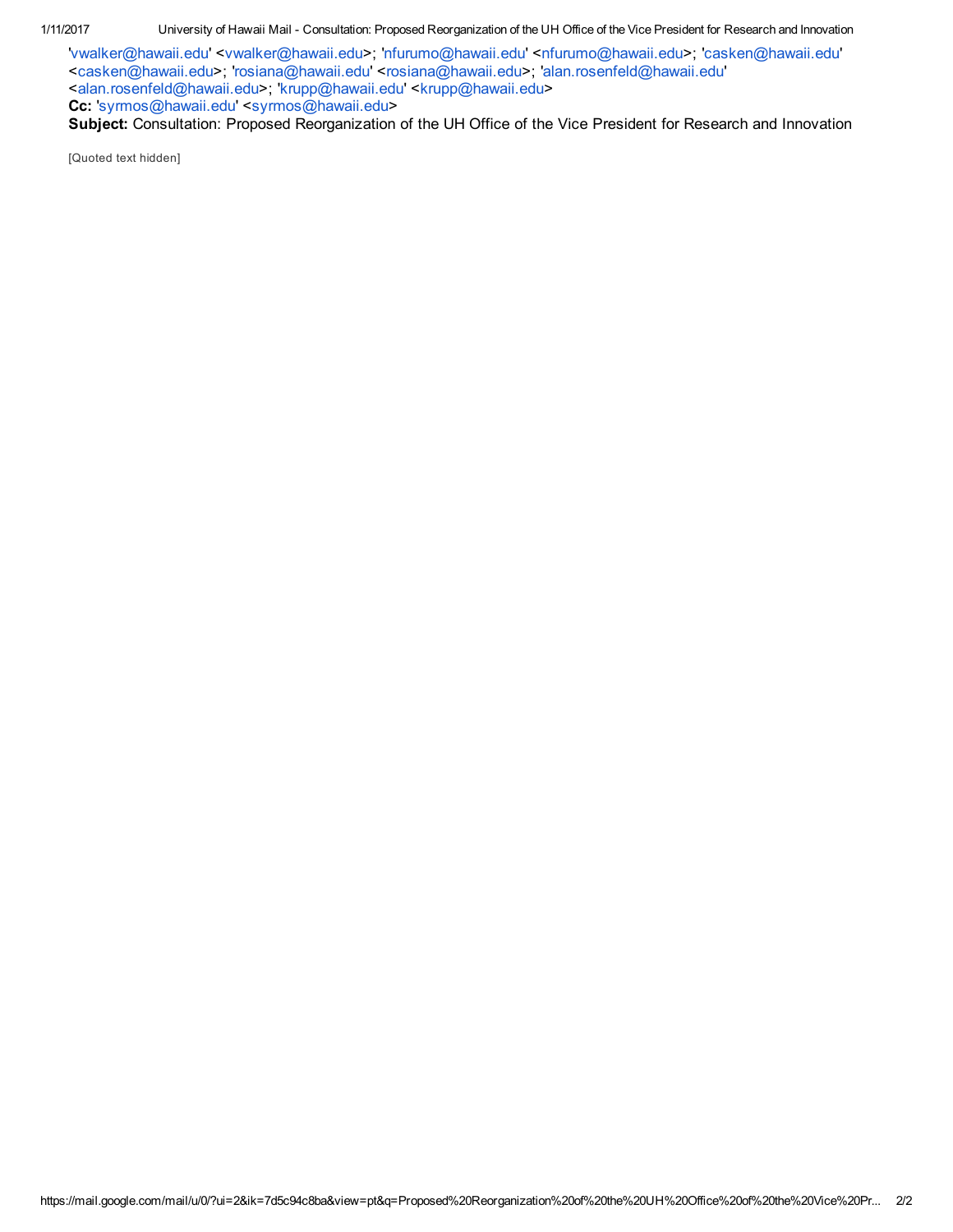'vwalker@hawaii.edu' <vwalker@hawaii.edu>; 'nfurumo@hawaii.edu' <nfurumo@hawaii.edu>; 'casken@hawaii.edu' <casken@hawaii.edu>; 'rosiana@hawaii.edu' <rosiana@hawaii.edu>; 'alan.rosenfeld@hawaii.edu' <alan.rosenfeld@hawaii.edu>; 'krupp@hawaii.edu' <krupp@hawaii.edu>
**Cc:** 'syrmos@hawaii.edu' <syrmos@hawaii.edu>
**Subject:** Consultation: Proposed Reorganization of the UH Office of the Vice President for Research and Innovation

[Quoted text hidden]